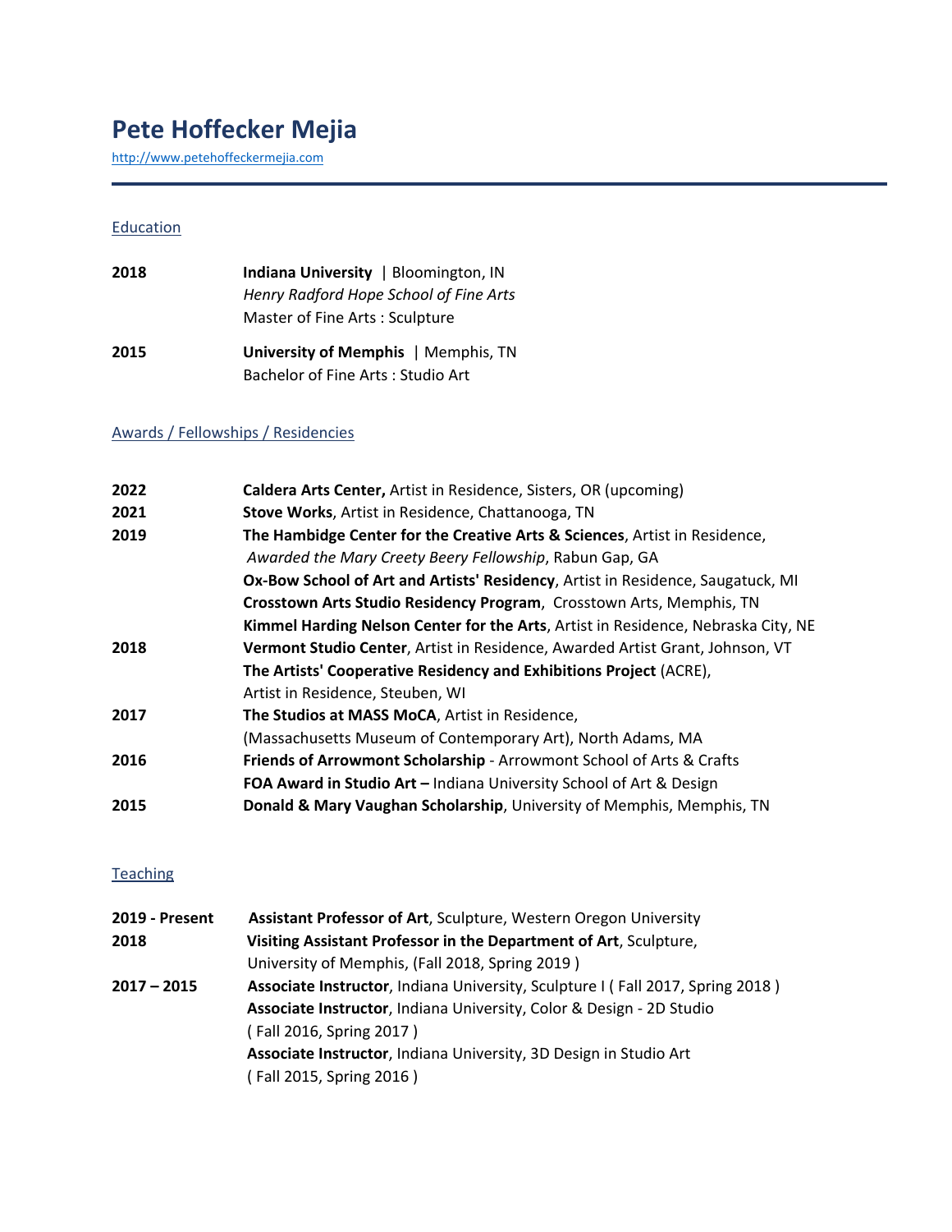# Pete Hoffecker Mejia

http://www.petehoffeckermejia.com

## Education

**2018** **Indiana University** | Bloomington, IN
*Henry Radford Hope School of Fine Arts*
Master of Fine Arts : Sculpture

**2015** **University of Memphis** | Memphis, TN
Bachelor of Fine Arts : Studio Art

## Awards / Fellowships / Residencies

**2022** **Caldera Arts Center,** Artist in Residence, Sisters, OR (upcoming)

**2021** **Stove Works**, Artist in Residence, Chattanooga, TN

**2019** **The Hambidge Center for the Creative Arts & Sciences**, Artist in Residence, *Awarded the Mary Creety Beery Fellowship*, Rabun Gap, GA
**Ox-Bow School of Art and Artists' Residency**, Artist in Residence, Saugatuck, MI
**Crosstown Arts Studio Residency Program**, Crosstown Arts, Memphis, TN
**Kimmel Harding Nelson Center for the Arts**, Artist in Residence, Nebraska City, NE

**2018** **Vermont Studio Center**, Artist in Residence, Awarded Artist Grant, Johnson, VT
**The Artists' Cooperative Residency and Exhibitions Project** (ACRE), Artist in Residence, Steuben, WI

**2017** **The Studios at MASS MoCA**, Artist in Residence, (Massachusetts Museum of Contemporary Art), North Adams, MA

**2016** **Friends of Arrowmont Scholarship** - Arrowmont School of Arts & Crafts
**FOA Award in Studio Art –** Indiana University School of Art & Design

**2015** **Donald & Mary Vaughan Scholarship**, University of Memphis, Memphis, TN

## Teaching

**2019 - Present** **Assistant Professor of Art**, Sculpture, Western Oregon University

**2018** **Visiting Assistant Professor in the Department of Art**, Sculpture, University of Memphis, (Fall 2018, Spring 2019 )

**2017 – 2015** **Associate Instructor**, Indiana University, Sculpture I ( Fall 2017, Spring 2018 )
**Associate Instructor**, Indiana University, Color & Design - 2D Studio ( Fall 2016, Spring 2017 )
**Associate Instructor**, Indiana University, 3D Design in Studio Art ( Fall 2015, Spring 2016 )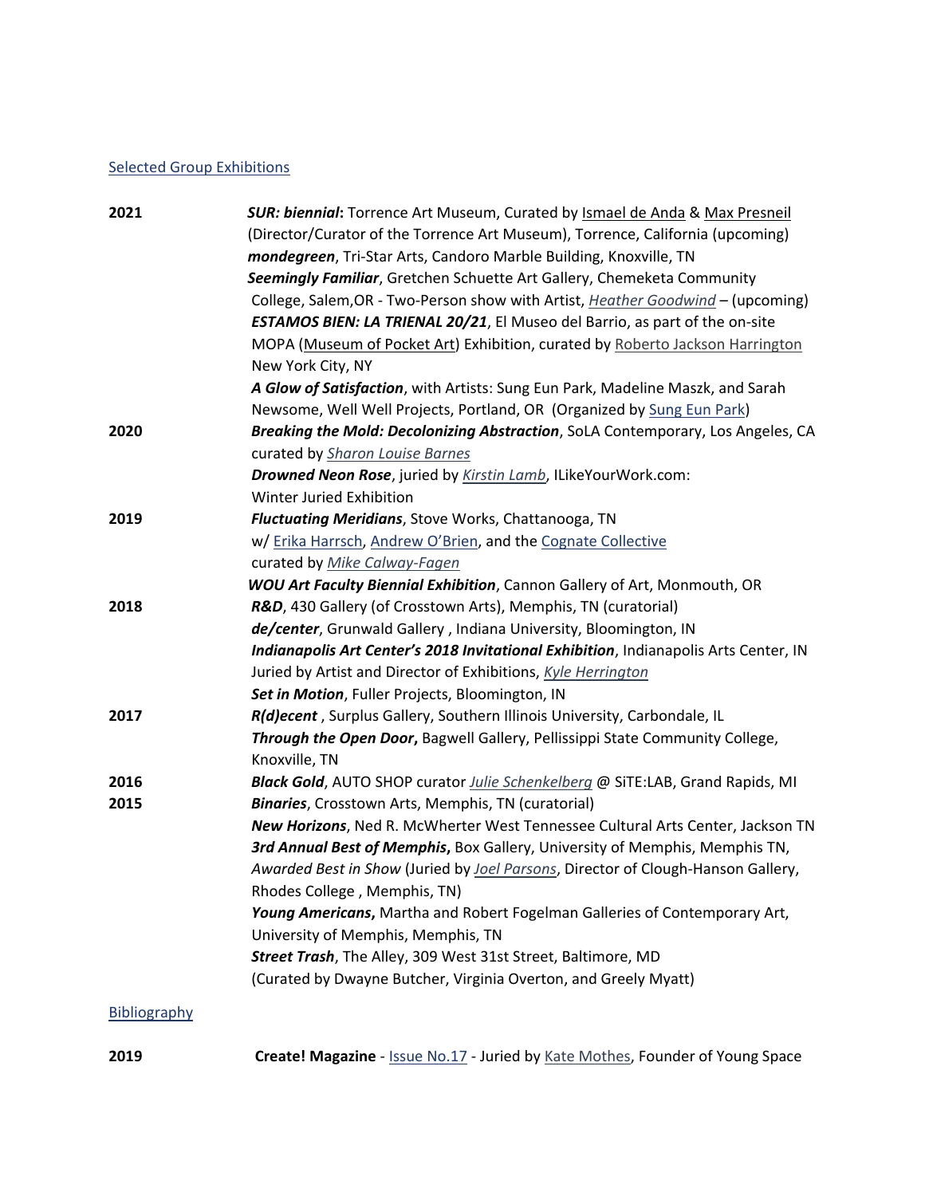## Selected Group Exhibitions

**2021**

***SUR: biennial*****:** Torrence Art Museum, Curated by Ismael de Anda & Max Presneil (Director/Curator of the Torrence Art Museum), Torrence, California (upcoming)

***mondegreen***, Tri-Star Arts, Candoro Marble Building, Knoxville, TN

***Seemingly Familiar***, Gretchen Schuette Art Gallery, Chemeketa Community College, Salem,OR - Two-Person show with Artist, *Heather Goodwind* – (upcoming)

***ESTAMOS BIEN: LA TRIENAL 20/21***, El Museo del Barrio, as part of the on-site MOPA (Museum of Pocket Art) Exhibition, curated by Roberto Jackson Harrington New York City, NY

***A Glow of Satisfaction***, with Artists: Sung Eun Park, Madeline Maszk, and Sarah Newsome, Well Well Projects, Portland, OR (Organized by Sung Eun Park)

**2020**

***Breaking the Mold: Decolonizing Abstraction***, SoLA Contemporary, Los Angeles, CA curated by *Sharon Louise Barnes*

***Drowned Neon Rose***, juried by *Kirstin Lamb*, ILikeYourWork.com: Winter Juried Exhibition

**2019**

***Fluctuating Meridians***, Stove Works, Chattanooga, TN w/ Erika Harrsch, Andrew O'Brien, and the Cognate Collective curated by *Mike Calway-Fagen*

***WOU Art Faculty Biennial Exhibition***, Cannon Gallery of Art, Monmouth, OR

**2018**

***R&D***, 430 Gallery (of Crosstown Arts), Memphis, TN (curatorial)

***de/center***, Grunwald Gallery , Indiana University, Bloomington, IN

***Indianapolis Art Center's 2018 Invitational Exhibition***, Indianapolis Arts Center, IN Juried by Artist and Director of Exhibitions, *Kyle Herrington*

***Set in Motion***, Fuller Projects, Bloomington, IN

**2017**

***R(d)ecent*** , Surplus Gallery, Southern Illinois University, Carbondale, IL

***Through the Open Door*****,** Bagwell Gallery, Pellissippi State Community College, Knoxville, TN

**2016**

***Black Gold***, AUTO SHOP curator *Julie Schenkelberg* @ SiTE:LAB, Grand Rapids, MI

**2015**

***Binaries***, Crosstown Arts, Memphis, TN (curatorial)

***New Horizons***, Ned R. McWherter West Tennessee Cultural Arts Center, Jackson TN

***3rd Annual Best of Memphis*****,** Box Gallery, University of Memphis, Memphis TN, *Awarded Best in Show* (Juried by *Joel Parsons*, Director of Clough-Hanson Gallery, Rhodes College , Memphis, TN)

***Young Americans*****,** Martha and Robert Fogelman Galleries of Contemporary Art, University of Memphis, Memphis, TN

***Street Trash***, The Alley, 309 West 31st Street, Baltimore, MD (Curated by Dwayne Butcher, Virginia Overton, and Greely Myatt)

## Bibliography

**2019**

**Create! Magazine** - Issue No.17 - Juried by Kate Mothes, Founder of Young Space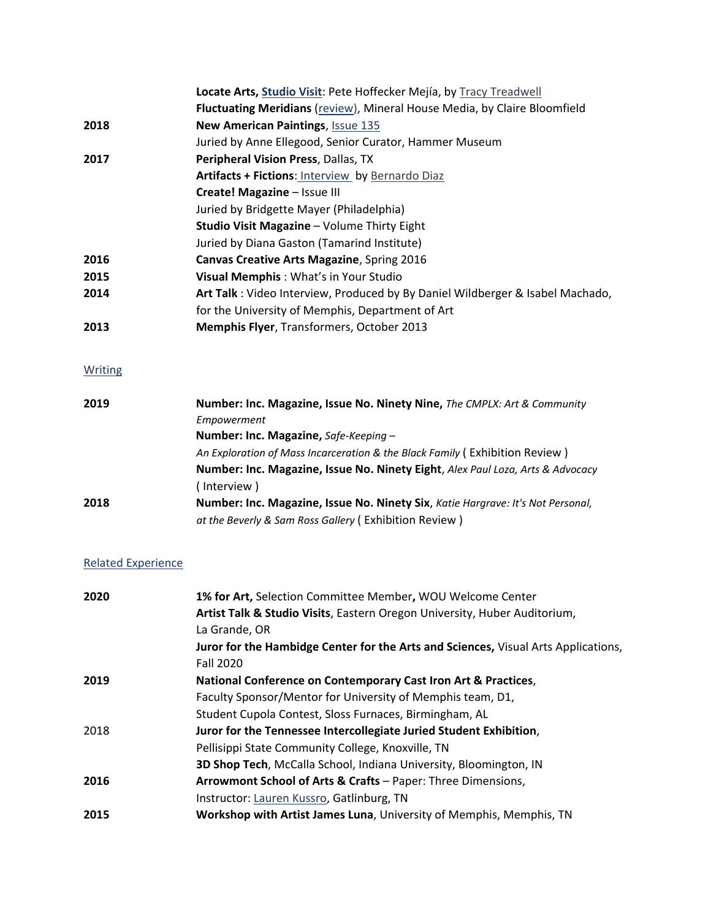| | |
|---|---|
| | **Locate Arts, Studio Visit**: Pete Hoffecker Mejía, by Tracy Treadwell |
| | **Fluctuating Meridians** (review), Mineral House Media, by Claire Bloomfield |
| **2018** | **New American Paintings**, Issue 135 |
| | Juried by Anne Ellegood, Senior Curator, Hammer Museum |
| **2017** | **Peripheral Vision Press**, Dallas, TX |
| | **Artifacts + Fictions**: Interview by Bernardo Diaz |
| | **Create! Magazine** – Issue III |
| | Juried by Bridgette Mayer (Philadelphia) |
| | **Studio Visit Magazine** – Volume Thirty Eight |
| | Juried by Diana Gaston (Tamarind Institute) |
| **2016** | **Canvas Creative Arts Magazine**, Spring 2016 |
| **2015** | **Visual Memphis** : What's in Your Studio |
| **2014** | **Art Talk** : Video Interview, Produced by By Daniel Wildberger & Isabel Machado, for the University of Memphis, Department of Art |
| **2013** | **Memphis Flyer**, Transformers, October 2013 |

## Writing

| | |
|---|---|
| **2019** | **Number: Inc. Magazine, Issue No. Ninety Nine,** *The CMPLX: Art & Community Empowerment* |
| | **Number: Inc. Magazine,** *Safe-Keeping – An Exploration of Mass Incarceration & the Black Family* ( Exhibition Review ) |
| | **Number: Inc. Magazine, Issue No. Ninety Eight**, *Alex Paul Loza, Arts & Advocacy* ( Interview ) |
| **2018** | **Number: Inc. Magazine, Issue No. Ninety Six**, *Katie Hargrave: It's Not Personal, at the Beverly & Sam Ross Gallery* ( Exhibition Review ) |

## Related Experience

| | |
|---|---|
| **2020** | **1% for Art,** Selection Committee Member**,** WOU Welcome Center |
| | **Artist Talk & Studio Visits**, Eastern Oregon University, Huber Auditorium, La Grande, OR |
| | **Juror for the Hambidge Center for the Arts and Sciences,** Visual Arts Applications, Fall 2020 |
| **2019** | **National Conference on Contemporary Cast Iron Art & Practices**, Faculty Sponsor/Mentor for University of Memphis team, D1, Student Cupola Contest, Sloss Furnaces, Birmingham, AL |
| 2018 | **Juror for the Tennessee Intercollegiate Juried Student Exhibition**, Pellisippi State Community College, Knoxville, TN |
| | **3D Shop Tech**, McCalla School, Indiana University, Bloomington, IN |
| **2016** | **Arrowmont School of Arts & Crafts** – Paper: Three Dimensions, Instructor: Lauren Kussro, Gatlinburg, TN |
| **2015** | **Workshop with Artist James Luna**, University of Memphis, Memphis, TN |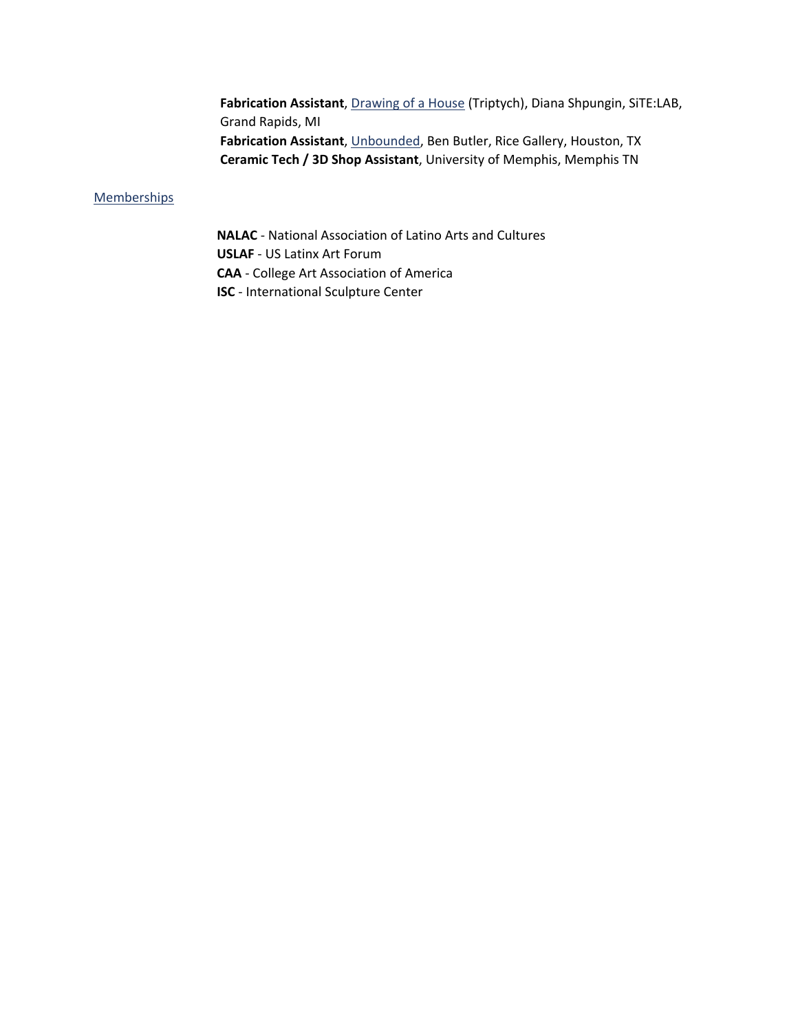**Fabrication Assistant**, Drawing of a House (Triptych), Diana Shpungin, SiTE:LAB, Grand Rapids, MI
**Fabrication Assistant**, Unbounded, Ben Butler, Rice Gallery, Houston, TX
**Ceramic Tech / 3D Shop Assistant**, University of Memphis, Memphis TN

## Memberships

**NALAC** - National Association of Latino Arts and Cultures
**USLAF** - US Latinx Art Forum
**CAA** - College Art Association of America
**ISC** - International Sculpture Center